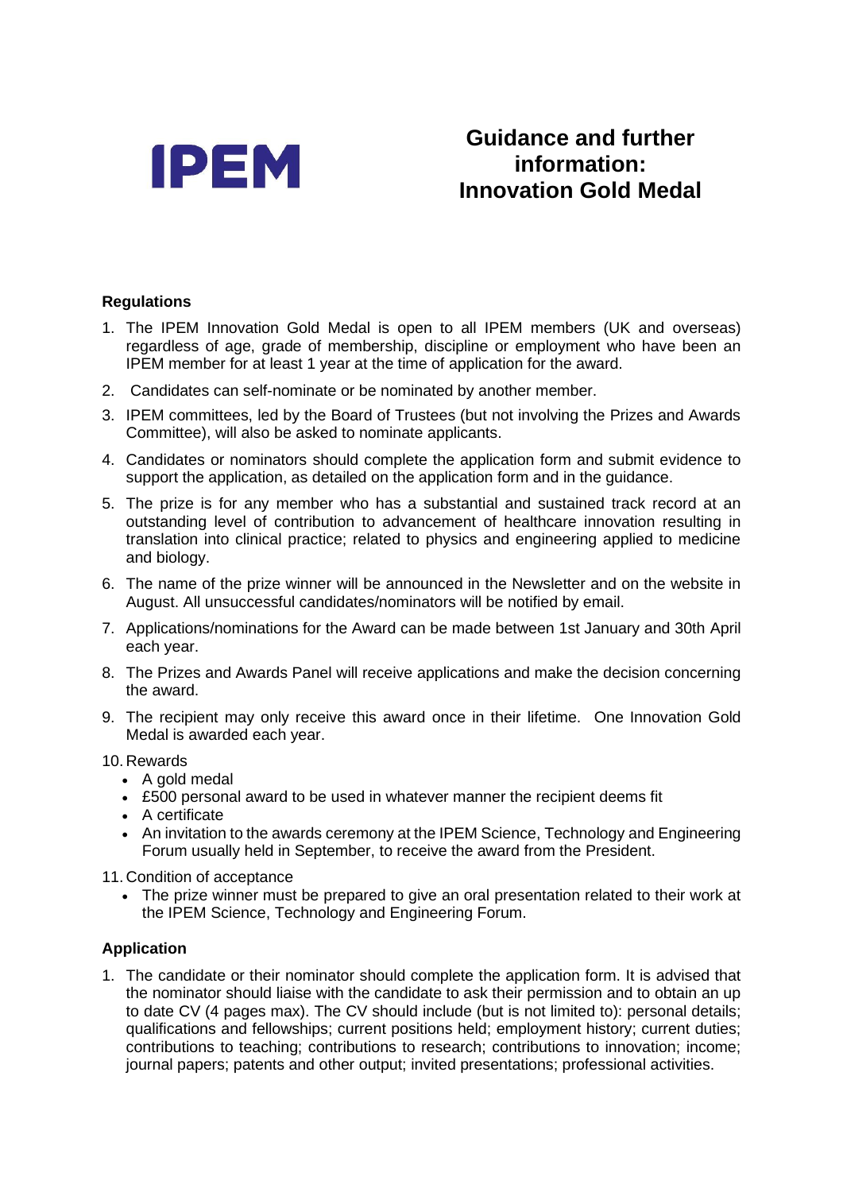IPEM

# Guidance and further information: Innovation Gold Medal

## Regulations

1. The IPEM Innovation Gold Medal is open to all IPEM members (UK and overseas) regardless of age, grade of membership, discipline or employment who have been an IPEM member for at least 1 year at the time of application for the award.
2. Candidates can self-nominate or be nominated by another member.
3. IPEM committees, led by the Board of Trustees (but not involving the Prizes and Awards Committee), will also be asked to nominate applicants.
4. Candidates or nominators should complete the application form and submit evidence to support the application, as detailed on the application form and in the guidance.
5. The prize is for any member who has a substantial and sustained track record at an outstanding level of contribution to advancement of healthcare innovation resulting in translation into clinical practice; related to physics and engineering applied to medicine and biology.
6. The name of the prize winner will be announced in the Newsletter and on the website in August. All unsuccessful candidates/nominators will be notified by email.
7. Applications/nominations for the Award can be made between 1st January and 30th April each year.
8. The Prizes and Awards Panel will receive applications and make the decision concerning the award.
9. The recipient may only receive this award once in their lifetime. One Innovation Gold Medal is awarded each year.
10. Rewards
    - A gold medal
    - £500 personal award to be used in whatever manner the recipient deems fit
    - A certificate
    - An invitation to the awards ceremony at the IPEM Science, Technology and Engineering Forum usually held in September, to receive the award from the President.
11. Condition of acceptance
    - The prize winner must be prepared to give an oral presentation related to their work at the IPEM Science, Technology and Engineering Forum.

## Application

1. The candidate or their nominator should complete the application form. It is advised that the nominator should liaise with the candidate to ask their permission and to obtain an up to date CV (4 pages max). The CV should include (but is not limited to): personal details; qualifications and fellowships; current positions held; employment history; current duties; contributions to teaching; contributions to research; contributions to innovation; income; journal papers; patents and other output; invited presentations; professional activities.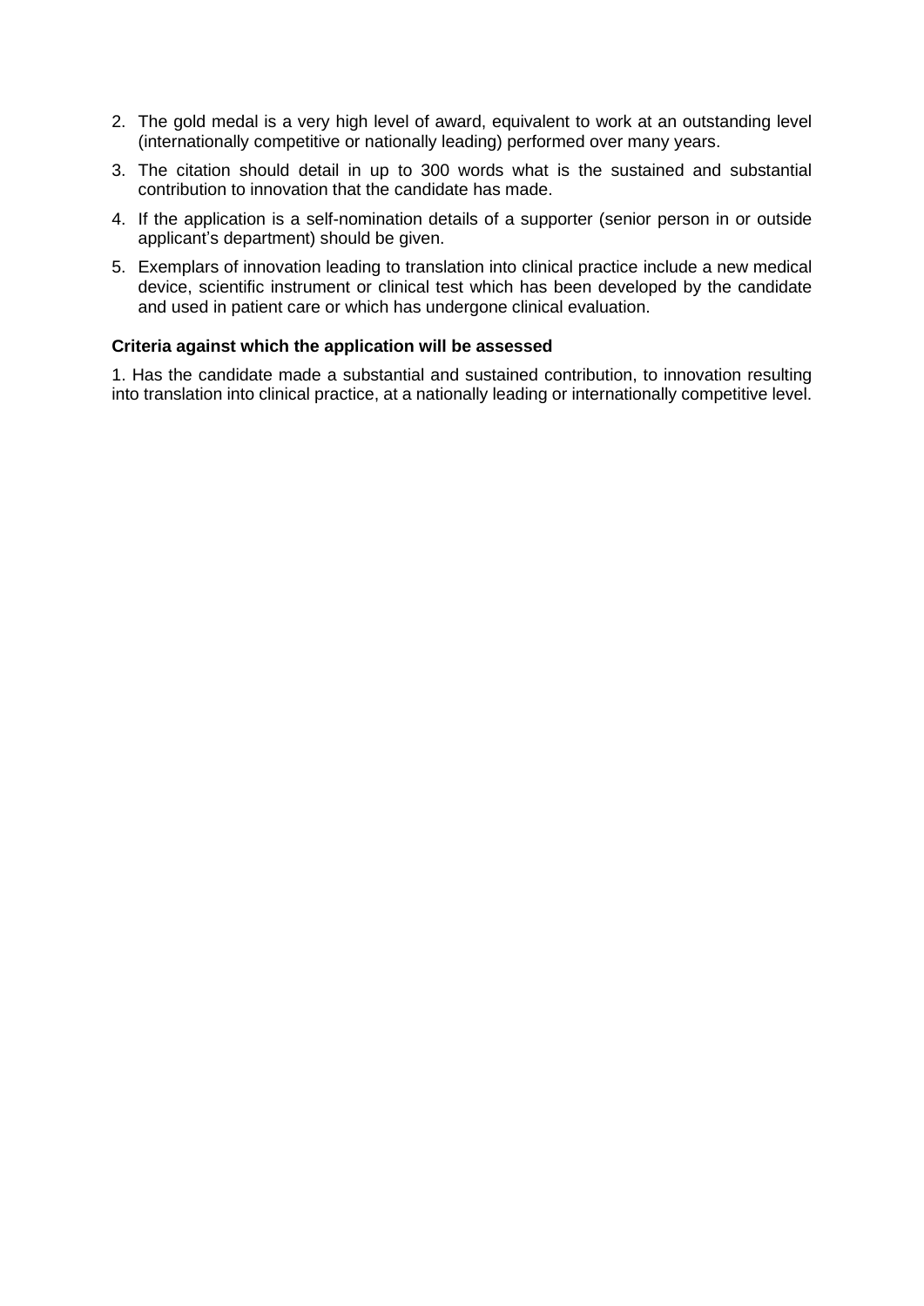2. The gold medal is a very high level of award, equivalent to work at an outstanding level (internationally competitive or nationally leading) performed over many years.
3. The citation should detail in up to 300 words what is the sustained and substantial contribution to innovation that the candidate has made.
4. If the application is a self-nomination details of a supporter (senior person in or outside applicant's department) should be given.
5. Exemplars of innovation leading to translation into clinical practice include a new medical device, scientific instrument or clinical test which has been developed by the candidate and used in patient care or which has undergone clinical evaluation.

**Criteria against which the application will be assessed**

1. Has the candidate made a substantial and sustained contribution, to innovation resulting into translation into clinical practice, at a nationally leading or internationally competitive level.